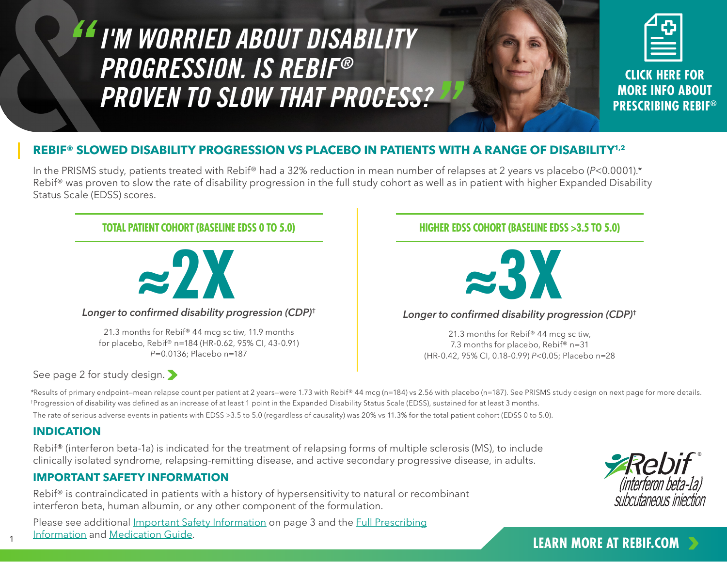# "I'M WORRIED ABOUT DISABILITY PROGRESSION. IS REBIF® PROVEN TO SLOW THAT PROCESS?"

**CLICK HERE FOR MORE INFO ABOUT PRESCRIBING REBIF®**

## REBIF® SLOWED DISABILITY PROGRESSION VS PLACEBO IN PATIENTS WITH A RANGE OF DISABILITY[1,2]

In the PRISMS study, patients treated with Rebif® had a 32% reduction in mean number of relapses at 2 years vs placebo (*P*<0.0001).* Rebif® was proven to slow the rate of disability progression in the full study cohort as well as in patient with higher Expanded Disability Status Scale (EDSS) scores.

### TOTAL PATIENT COHORT (BASELINE EDSS 0 TO 5.0)

**≈2X**

*Longer to confirmed disability progression (CDP)*†

21.3 months for Rebif® 44 mcg sc tiw, 11.9 months for placebo, Rebif® n=184 (HR-0.62, 95% CI, 43-0.91) *P*=0.0136; Placebo n=187

### HIGHER EDSS COHORT (BASELINE EDSS >3.5 TO 5.0)

**≈3X**

*Longer to confirmed disability progression (CDP)*†

21.3 months for Rebif® 44 mcg sc tiw, 7.3 months for placebo, Rebif® n=31 (HR-0.42, 95% CI, 0.18-0.99) *P*<0.05; Placebo n=28

See page 2 for study design.

*Results of primary endpoint—mean relapse count per patient at 2 years—were 1.73 with Rebif® 44 mcg (n=184) vs 2.56 with placebo (n=187). See PRISMS study design on next page for more details.

†Progression of disability was defined as an increase of at least 1 point in the Expanded Disability Status Scale (EDSS), sustained for at least 3 months.

The rate of serious adverse events in patients with EDSS >3.5 to 5.0 (regardless of causality) was 20% vs 11.3% for the total patient cohort (EDSS 0 to 5.0).

## INDICATION

Rebif® (interferon beta-1a) is indicated for the treatment of relapsing forms of multiple sclerosis (MS), to include clinically isolated syndrome, relapsing-remitting disease, and active secondary progressive disease, in adults.

## IMPORTANT SAFETY INFORMATION

Rebif® is contraindicated in patients with a history of hypersensitivity to natural or recombinant interferon beta, human albumin, or any other component of the formulation.

Please see additional Important Safety Information on page 3 and the Full Prescribing Information and Medication Guide.

Rebif® (interferon beta-1a) subcutaneous injection

**LEARN MORE AT REBIF.COM**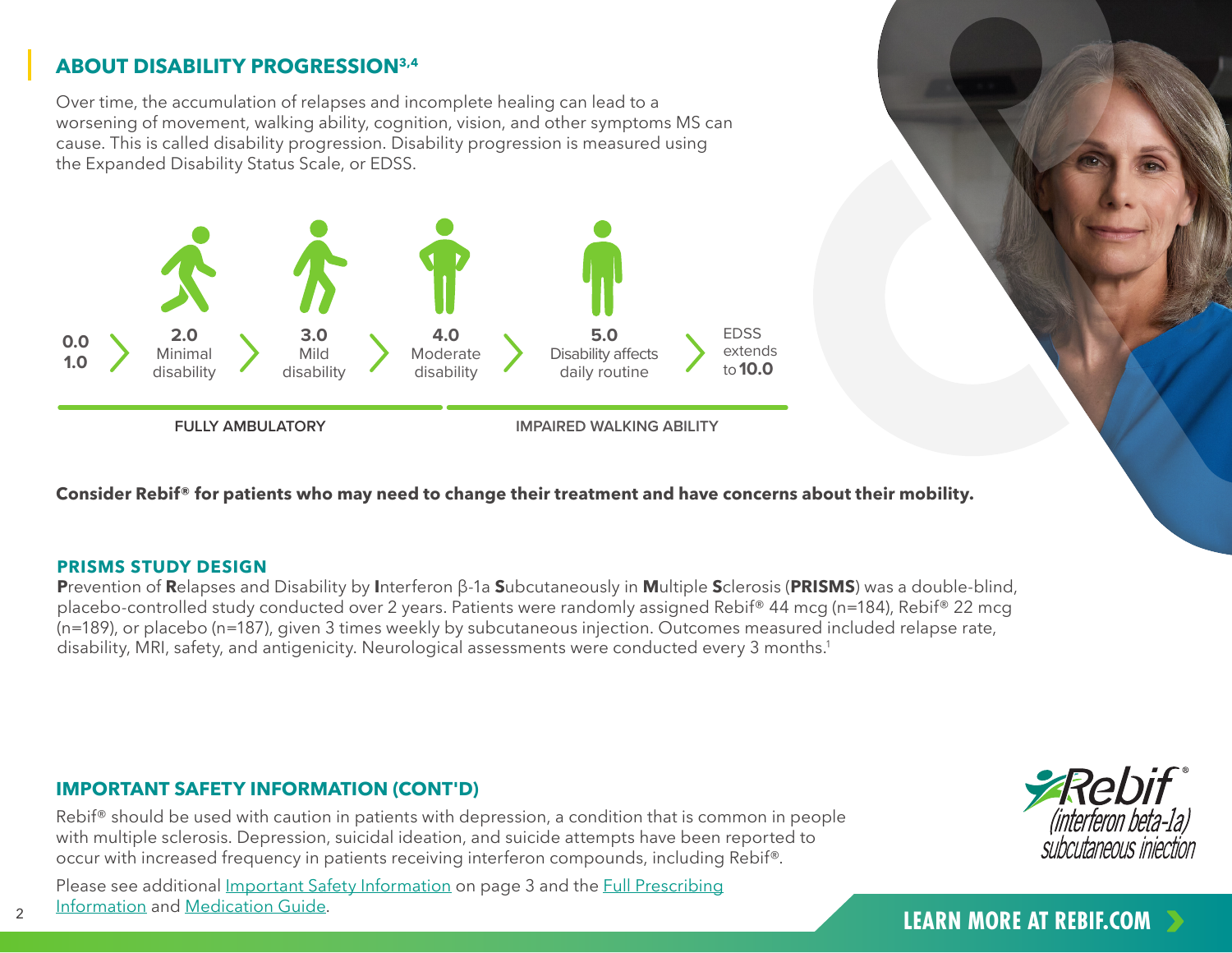## ABOUT DISABILITY PROGRESSION[3,4]

Over time, the accumulation of relapses and incomplete healing can lead to a worsening of movement, walking ability, cognition, vision, and other symptoms MS can cause. This is called disability progression. Disability progression is measured using the Expanded Disability Status Scale, or EDSS.

**0.0**
**1.0**
› **2.0** Minimal disability
› **3.0** Mild disability
› **4.0** Moderate disability
› **5.0** Disability affects daily routine
› EDSS extends to **10.0**

FULLY AMBULATORY | IMPAIRED WALKING ABILITY

**Consider Rebif® for patients who may need to change their treatment and have concerns about their mobility.**

### PRISMS STUDY DESIGN

**P**revention of **R**elapses and Disability by **I**nterferon β-1a **S**ubcutaneously in **M**ultiple **S**clerosis (**PRISMS**) was a double-blind, placebo-controlled study conducted over 2 years. Patients were randomly assigned Rebif® 44 mcg (n=184), Rebif® 22 mcg (n=189), or placebo (n=187), given 3 times weekly by subcutaneous injection. Outcomes measured included relapse rate, disability, MRI, safety, and antigenicity. Neurological assessments were conducted every 3 months.[1]

### IMPORTANT SAFETY INFORMATION (CONT'D)

Rebif® should be used with caution in patients with depression, a condition that is common in people with multiple sclerosis. Depression, suicidal ideation, and suicide attempts have been reported to occur with increased frequency in patients receiving interferon compounds, including Rebif®.

Please see additional Important Safety Information on page 3 and the Full Prescribing Information and Medication Guide.

Rebif® (interferon beta-1a) subcutaneous injection

**LEARN MORE AT REBIF.COM ›**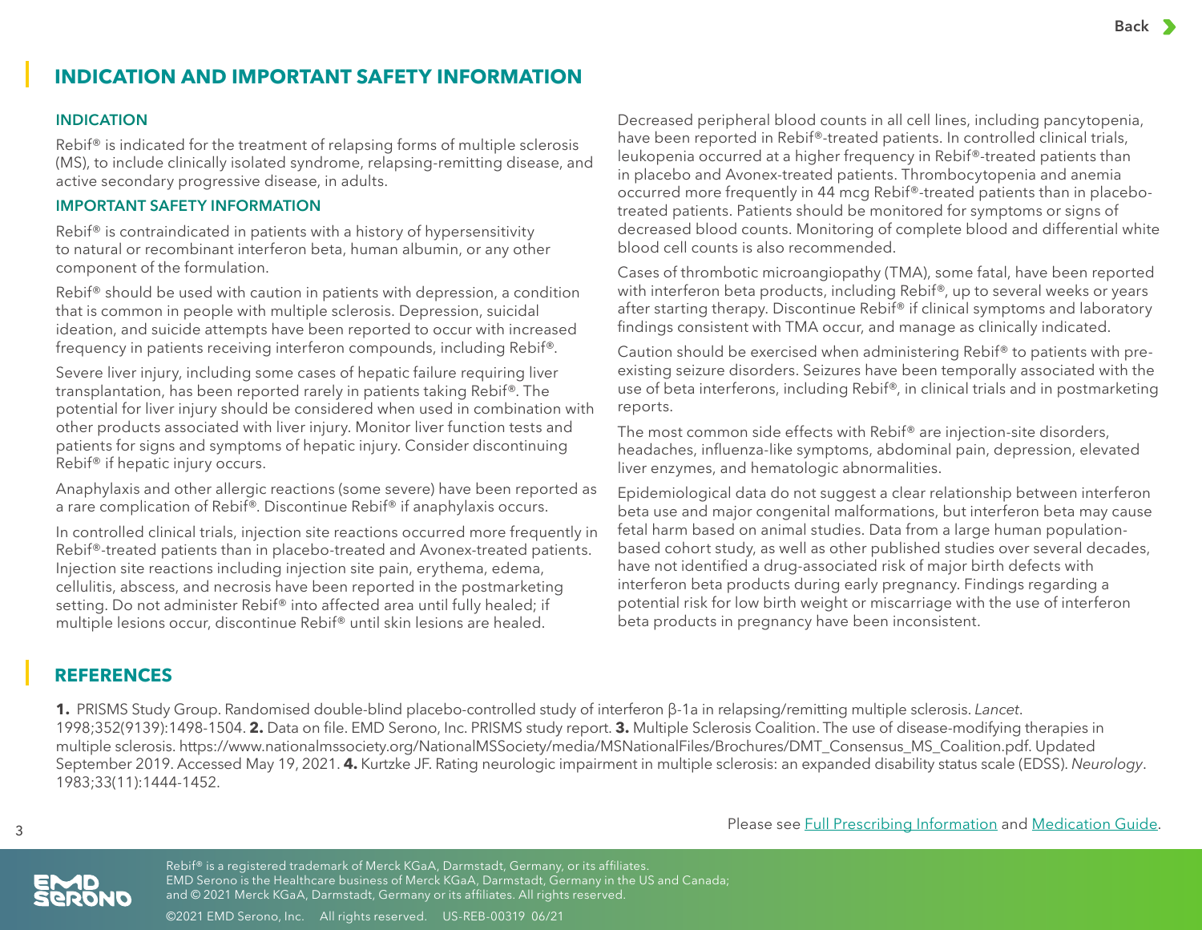## INDICATION AND IMPORTANT SAFETY INFORMATION

### INDICATION

Rebif® is indicated for the treatment of relapsing forms of multiple sclerosis (MS), to include clinically isolated syndrome, relapsing-remitting disease, and active secondary progressive disease, in adults.

### IMPORTANT SAFETY INFORMATION

Rebif® is contraindicated in patients with a history of hypersensitivity to natural or recombinant interferon beta, human albumin, or any other component of the formulation.

Rebif® should be used with caution in patients with depression, a condition that is common in people with multiple sclerosis. Depression, suicidal ideation, and suicide attempts have been reported to occur with increased frequency in patients receiving interferon compounds, including Rebif®.

Severe liver injury, including some cases of hepatic failure requiring liver transplantation, has been reported rarely in patients taking Rebif®. The potential for liver injury should be considered when used in combination with other products associated with liver injury. Monitor liver function tests and patients for signs and symptoms of hepatic injury. Consider discontinuing Rebif® if hepatic injury occurs.

Anaphylaxis and other allergic reactions (some severe) have been reported as a rare complication of Rebif®. Discontinue Rebif® if anaphylaxis occurs.

In controlled clinical trials, injection site reactions occurred more frequently in Rebif®-treated patients than in placebo-treated and Avonex-treated patients. Injection site reactions including injection site pain, erythema, edema, cellulitis, abscess, and necrosis have been reported in the postmarketing setting. Do not administer Rebif® into affected area until fully healed; if multiple lesions occur, discontinue Rebif® until skin lesions are healed.

Decreased peripheral blood counts in all cell lines, including pancytopenia, have been reported in Rebif®-treated patients. In controlled clinical trials, leukopenia occurred at a higher frequency in Rebif®-treated patients than in placebo and Avonex-treated patients. Thrombocytopenia and anemia occurred more frequently in 44 mcg Rebif®-treated patients than in placebo-treated patients. Patients should be monitored for symptoms or signs of decreased blood counts. Monitoring of complete blood and differential white blood cell counts is also recommended.

Cases of thrombotic microangiopathy (TMA), some fatal, have been reported with interferon beta products, including Rebif®, up to several weeks or years after starting therapy. Discontinue Rebif® if clinical symptoms and laboratory findings consistent with TMA occur, and manage as clinically indicated.

Caution should be exercised when administering Rebif® to patients with pre-existing seizure disorders. Seizures have been temporally associated with the use of beta interferons, including Rebif®, in clinical trials and in postmarketing reports.

The most common side effects with Rebif® are injection-site disorders, headaches, influenza-like symptoms, abdominal pain, depression, elevated liver enzymes, and hematologic abnormalities.

Epidemiological data do not suggest a clear relationship between interferon beta use and major congenital malformations, but interferon beta may cause fetal harm based on animal studies. Data from a large human population-based cohort study, as well as other published studies over several decades, have not identified a drug-associated risk of major birth defects with interferon beta products during early pregnancy. Findings regarding a potential risk for low birth weight or miscarriage with the use of interferon beta products in pregnancy have been inconsistent.

## REFERENCES

**1.** PRISMS Study Group. Randomised double-blind placebo-controlled study of interferon β-1a in relapsing/remitting multiple sclerosis. *Lancet*. 1998;352(9139):1498-1504. **2.** Data on file. EMD Serono, Inc. PRISMS study report. **3.** Multiple Sclerosis Coalition. The use of disease-modifying therapies in multiple sclerosis. https://www.nationalmssociety.org/NationalMSSociety/media/MSNationalFiles/Brochures/DMT_Consensus_MS_Coalition.pdf. Updated September 2019. Accessed May 19, 2021. **4.** Kurtzke JF. Rating neurologic impairment in multiple sclerosis: an expanded disability status scale (EDSS). *Neurology*. 1983;33(11):1444-1452.

Please see Full Prescribing Information and Medication Guide.

Rebif® is a registered trademark of Merck KGaA, Darmstadt, Germany, or its affiliates.
EMD Serono is the Healthcare business of Merck KGaA, Darmstadt, Germany in the US and Canada; and © 2021 Merck KGaA, Darmstadt, Germany or its affiliates. All rights reserved.

©2021 EMD Serono, Inc. All rights reserved. US-REB-00319 06/21